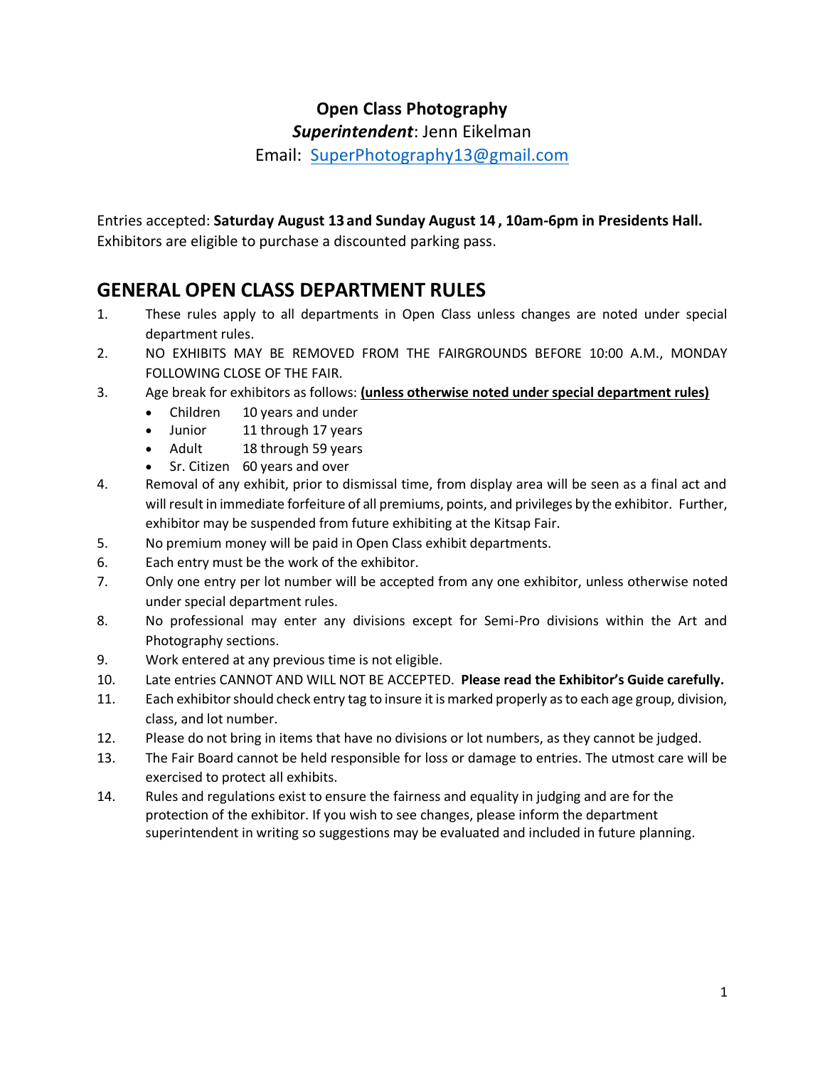# Open Class Photography

***Superintendent***: Jenn Eikelman

Email: [SuperPhotography13@gmail.com](mailto:SuperPhotography13@gmail.com)

Entries accepted: **Saturday August 13 and Sunday August 14 , 10am-6pm in Presidents Hall.** Exhibitors are eligible to purchase a discounted parking pass.

## GENERAL OPEN CLASS DEPARTMENT RULES

1. These rules apply to all departments in Open Class unless changes are noted under special department rules.
2. NO EXHIBITS MAY BE REMOVED FROM THE FAIRGROUNDS BEFORE 10:00 A.M., MONDAY FOLLOWING CLOSE OF THE FAIR.
3. Age break for exhibitors as follows: **<u>(unless otherwise noted under special department rules)</u>**
   - Children 10 years and under
   - Junior 11 through 17 years
   - Adult 18 through 59 years
   - Sr. Citizen 60 years and over
4. Removal of any exhibit, prior to dismissal time, from display area will be seen as a final act and will result in immediate forfeiture of all premiums, points, and privileges by the exhibitor. Further, exhibitor may be suspended from future exhibiting at the Kitsap Fair.
5. No premium money will be paid in Open Class exhibit departments.
6. Each entry must be the work of the exhibitor.
7. Only one entry per lot number will be accepted from any one exhibitor, unless otherwise noted under special department rules.
8. No professional may enter any divisions except for Semi-Pro divisions within the Art and Photography sections.
9. Work entered at any previous time is not eligible.
10. Late entries CANNOT AND WILL NOT BE ACCEPTED. **Please read the Exhibitor's Guide carefully.**
11. Each exhibitor should check entry tag to insure it is marked properly as to each age group, division, class, and lot number.
12. Please do not bring in items that have no divisions or lot numbers, as they cannot be judged.
13. The Fair Board cannot be held responsible for loss or damage to entries. The utmost care will be exercised to protect all exhibits.
14. Rules and regulations exist to ensure the fairness and equality in judging and are for the protection of the exhibitor. If you wish to see changes, please inform the department superintendent in writing so suggestions may be evaluated and included in future planning.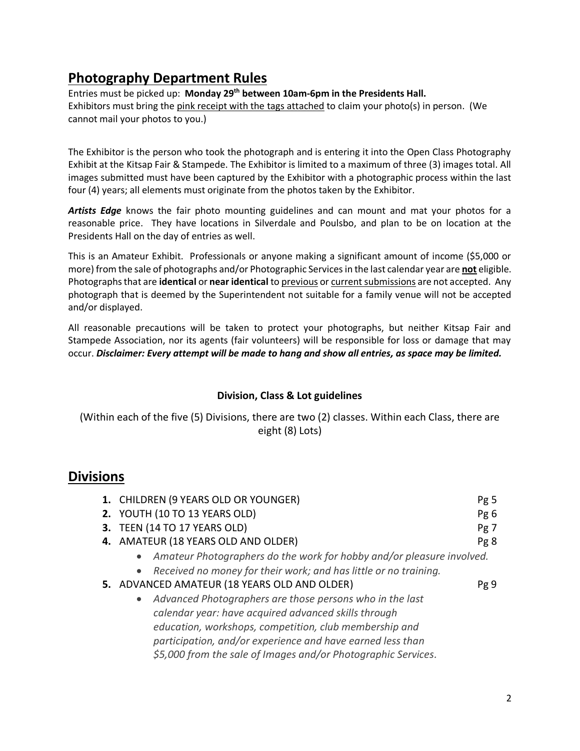## Photography Department Rules

Entries must be picked up: **Monday 29th between 10am-6pm in the Presidents Hall.**
Exhibitors must bring the pink receipt with the tags attached to claim your photo(s) in person. (We cannot mail your photos to you.)

The Exhibitor is the person who took the photograph and is entering it into the Open Class Photography Exhibit at the Kitsap Fair & Stampede. The Exhibitor is limited to a maximum of three (3) images total. All images submitted must have been captured by the Exhibitor with a photographic process within the last four (4) years; all elements must originate from the photos taken by the Exhibitor.

***Artists Edge*** knows the fair photo mounting guidelines and can mount and mat your photos for a reasonable price. They have locations in Silverdale and Poulsbo, and plan to be on location at the Presidents Hall on the day of entries as well.

This is an Amateur Exhibit. Professionals or anyone making a significant amount of income ($5,000 or more) from the sale of photographs and/or Photographic Services in the last calendar year are **not** eligible. Photographs that are **identical** or **near identical** to previous or current submissions are not accepted. Any photograph that is deemed by the Superintendent not suitable for a family venue will not be accepted and/or displayed.

All reasonable precautions will be taken to protect your photographs, but neither Kitsap Fair and Stampede Association, nor its agents (fair volunteers) will be responsible for loss or damage that may occur. ***Disclaimer: Every attempt will be made to hang and show all entries, as space may be limited.***

**Division, Class & Lot guidelines**

(Within each of the five (5) Divisions, there are two (2) classes. Within each Class, there are eight (8) Lots)

## Divisions

1. CHILDREN (9 YEARS OLD OR YOUNGER) Pg 5
2. YOUTH (10 TO 13 YEARS OLD) Pg 6
3. TEEN (14 TO 17 YEARS OLD) Pg 7
4. AMATEUR (18 YEARS OLD AND OLDER) Pg 8
   - *Amateur Photographers do the work for hobby and/or pleasure involved.*
   - *Received no money for their work; and has little or no training.*
5. ADVANCED AMATEUR (18 YEARS OLD AND OLDER) Pg 9
   - *Advanced Photographers are those persons who in the last calendar year: have acquired advanced skills through education, workshops, competition, club membership and participation, and/or experience and have earned less than $5,000 from the sale of Images and/or Photographic Services.*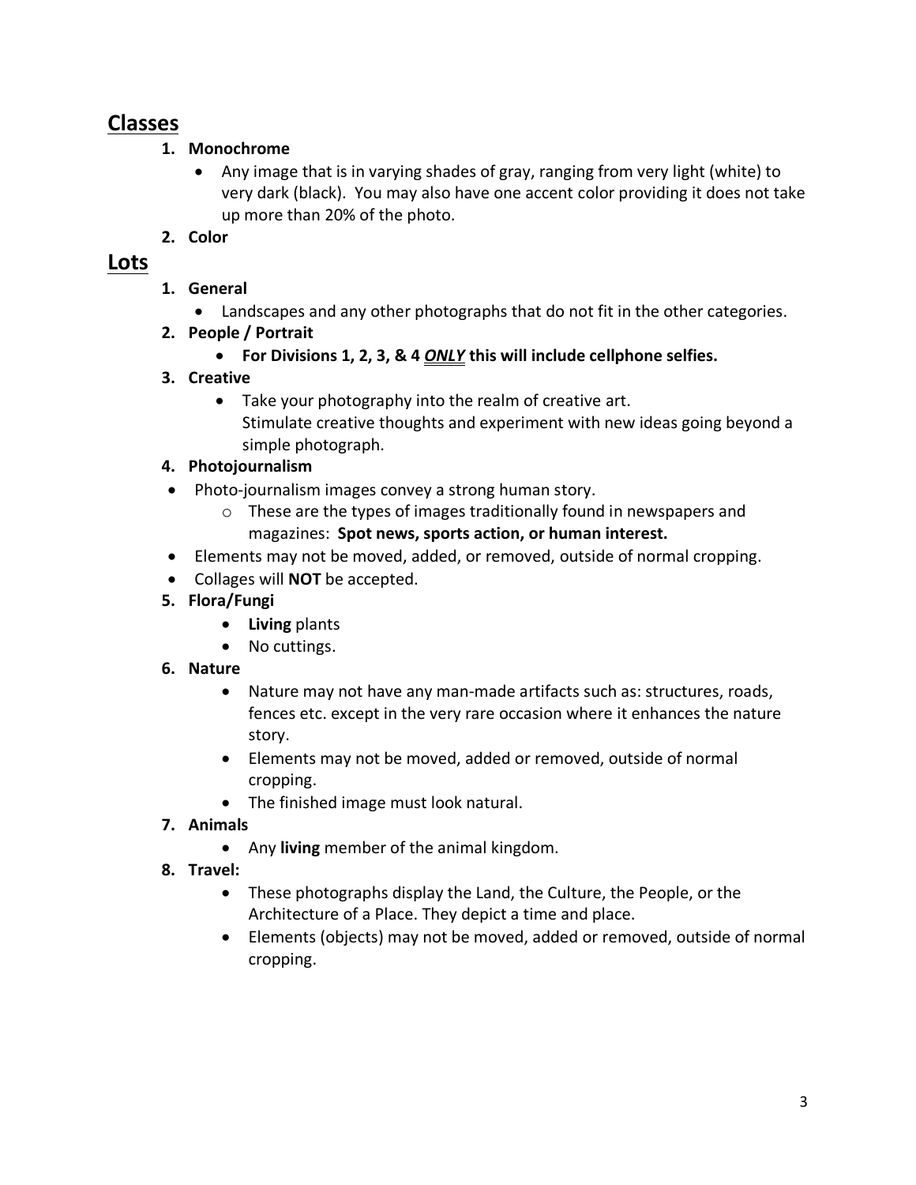## Classes

1. **Monochrome**
   - Any image that is in varying shades of gray, ranging from very light (white) to very dark (black). You may also have one accent color providing it does not take up more than 20% of the photo.
2. **Color**

## Lots

1. **General**
   - Landscapes and any other photographs that do not fit in the other categories.
2. **People / Portrait**
   - **For Divisions 1, 2, 3, & 4 *ONLY* this will include cellphone selfies.**
3. **Creative**
   - Take your photography into the realm of creative art. Stimulate creative thoughts and experiment with new ideas going beyond a simple photograph.
4. **Photojournalism**
   - Photo-journalism images convey a strong human story.
     - These are the types of images traditionally found in newspapers and magazines: **Spot news, sports action, or human interest.**
   - Elements may not be moved, added, or removed, outside of normal cropping.
   - Collages will **NOT** be accepted.
5. **Flora/Fungi**
   - **Living** plants
   - No cuttings.
6. **Nature**
   - Nature may not have any man-made artifacts such as: structures, roads, fences etc. except in the very rare occasion where it enhances the nature story.
   - Elements may not be moved, added or removed, outside of normal cropping.
   - The finished image must look natural.
7. **Animals**
   - Any **living** member of the animal kingdom.
8. **Travel:**
   - These photographs display the Land, the Culture, the People, or the Architecture of a Place. They depict a time and place.
   - Elements (objects) may not be moved, added or removed, outside of normal cropping.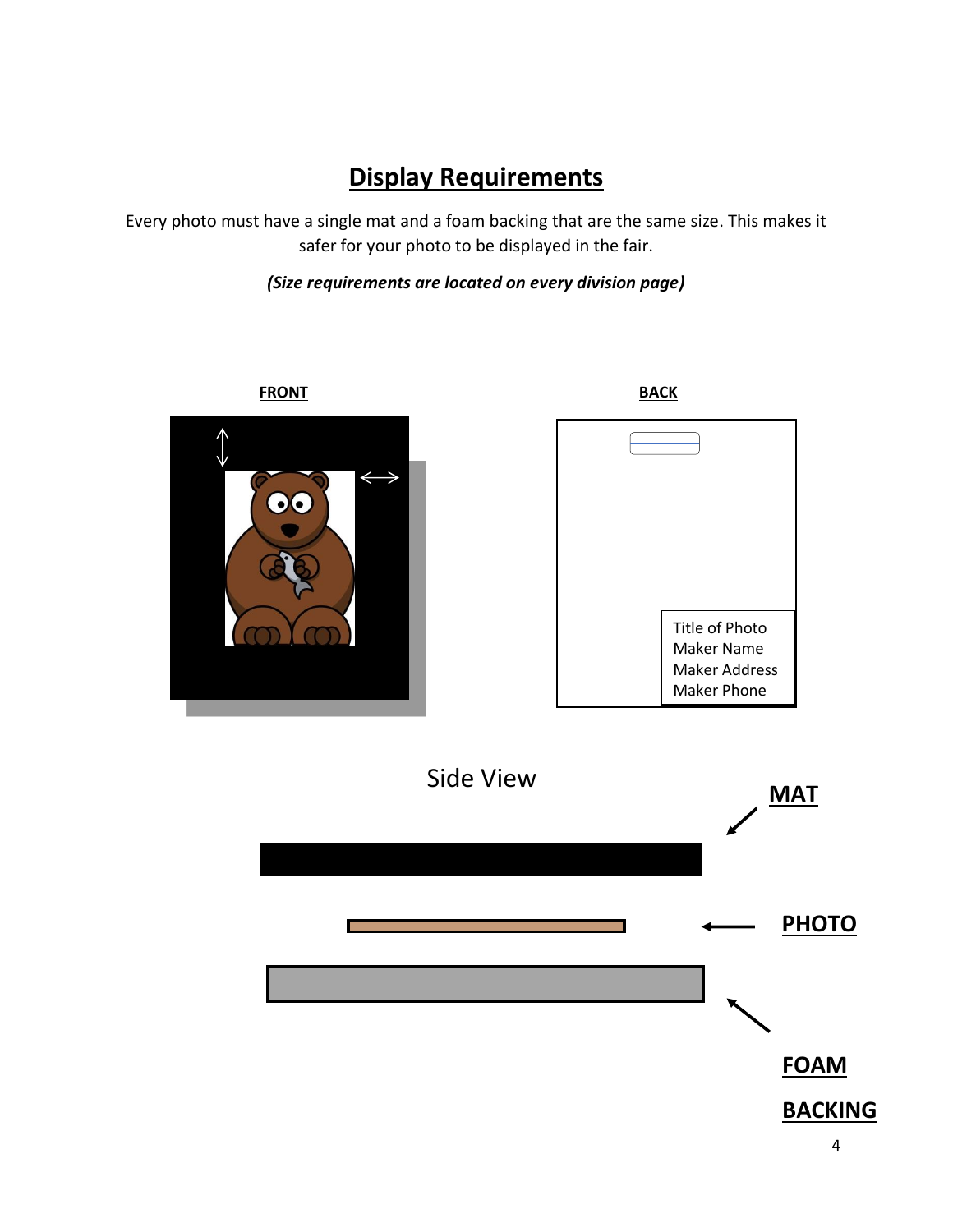## Display Requirements

Every photo must have a single mat and a foam backing that are the same size. This makes it safer for your photo to be displayed in the fair.

***(Size requirements are located on every division page)***

**FRONT**

**BACK**

Title of Photo
Maker Name
Maker Address
Maker Phone

Side View

**MAT**

**PHOTO**

**FOAM BACKING**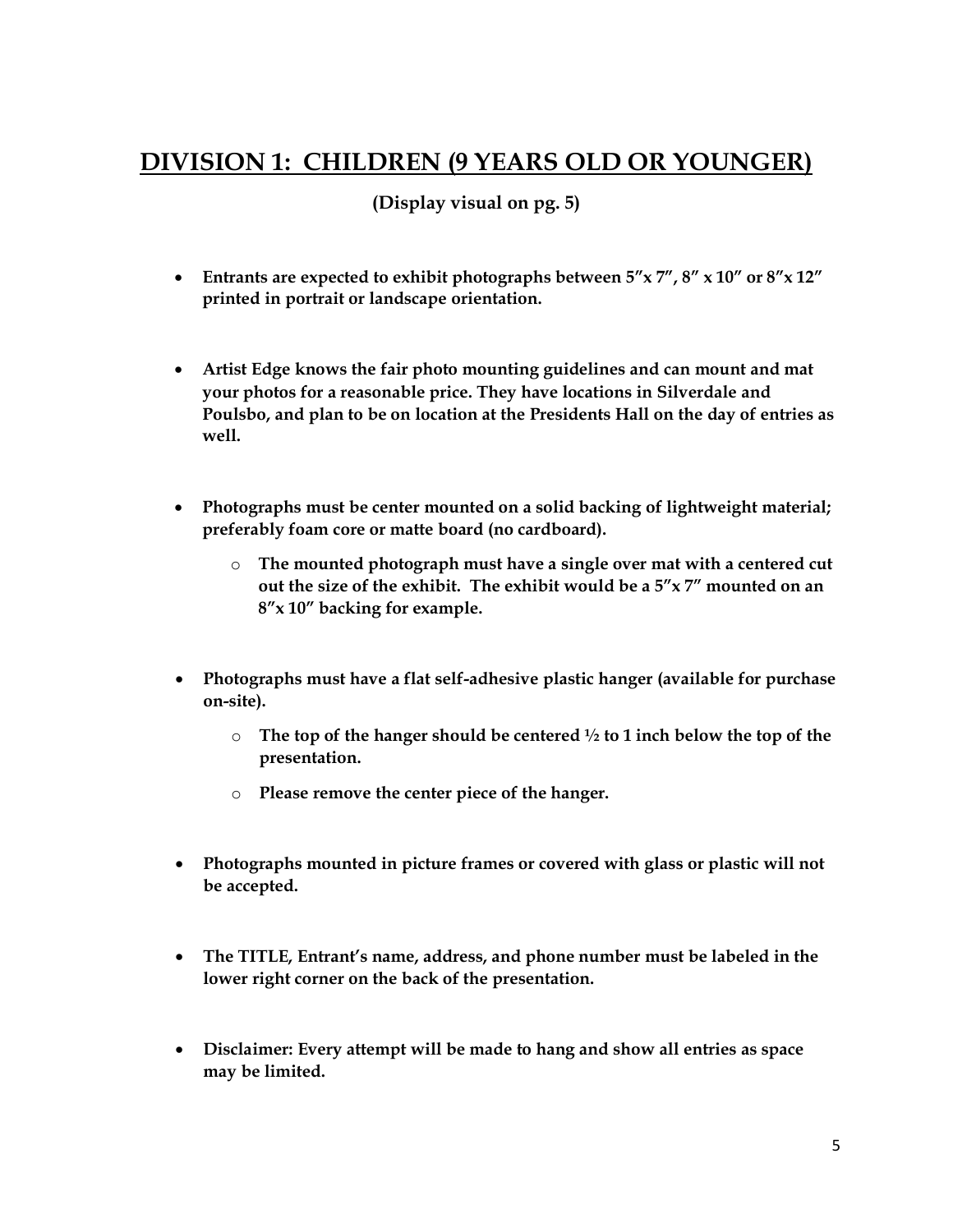# <u>DIVISION 1: CHILDREN (9 YEARS OLD OR YOUNGER)</u>

**(Display visual on pg. 5)**

- **Entrants are expected to exhibit photographs between 5″x 7″, 8″ x 10″ or 8″x 12″ printed in portrait or landscape orientation.**

- **Artist Edge knows the fair photo mounting guidelines and can mount and mat your photos for a reasonable price. They have locations in Silverdale and Poulsbo, and plan to be on location at the Presidents Hall on the day of entries as well.**

- **Photographs must be center mounted on a solid backing of lightweight material; preferably foam core or matte board (no cardboard).**
  - **The mounted photograph must have a single over mat with a centered cut out the size of the exhibit. The exhibit would be a 5″x 7″ mounted on an 8″x 10″ backing for example.**

- **Photographs must have a flat self-adhesive plastic hanger (available for purchase on-site).**
  - **The top of the hanger should be centered ½ to 1 inch below the top of the presentation.**
  - **Please remove the center piece of the hanger.**

- **Photographs mounted in picture frames or covered with glass or plastic will not be accepted.**

- **The TITLE, Entrant's name, address, and phone number must be labeled in the lower right corner on the back of the presentation.**

- **Disclaimer: Every attempt will be made to hang and show all entries as space may be limited.**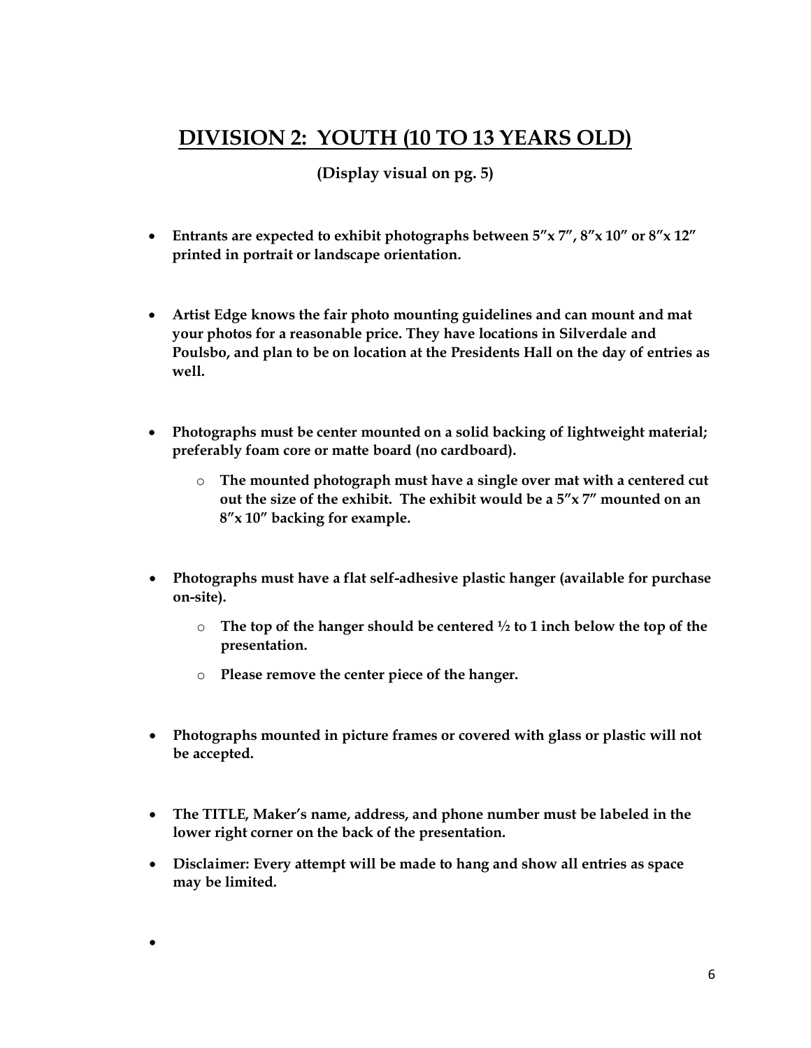# DIVISION 2: YOUTH (10 TO 13 YEARS OLD)

**(Display visual on pg. 5)**

- **Entrants are expected to exhibit photographs between 5″x 7″, 8″x 10″ or 8″x 12″ printed in portrait or landscape orientation.**

- **Artist Edge knows the fair photo mounting guidelines and can mount and mat your photos for a reasonable price. They have locations in Silverdale and Poulsbo, and plan to be on location at the Presidents Hall on the day of entries as well.**

- **Photographs must be center mounted on a solid backing of lightweight material; preferably foam core or matte board (no cardboard).**
    - **The mounted photograph must have a single over mat with a centered cut out the size of the exhibit. The exhibit would be a 5″x 7″ mounted on an 8″x 10″ backing for example.**

- **Photographs must have a flat self-adhesive plastic hanger (available for purchase on-site).**
    - **The top of the hanger should be centered ½ to 1 inch below the top of the presentation.**
    - **Please remove the center piece of the hanger.**

- **Photographs mounted in picture frames or covered with glass or plastic will not be accepted.**

- **The TITLE, Maker's name, address, and phone number must be labeled in the lower right corner on the back of the presentation.**
- **Disclaimer: Every attempt will be made to hang and show all entries as space may be limited.**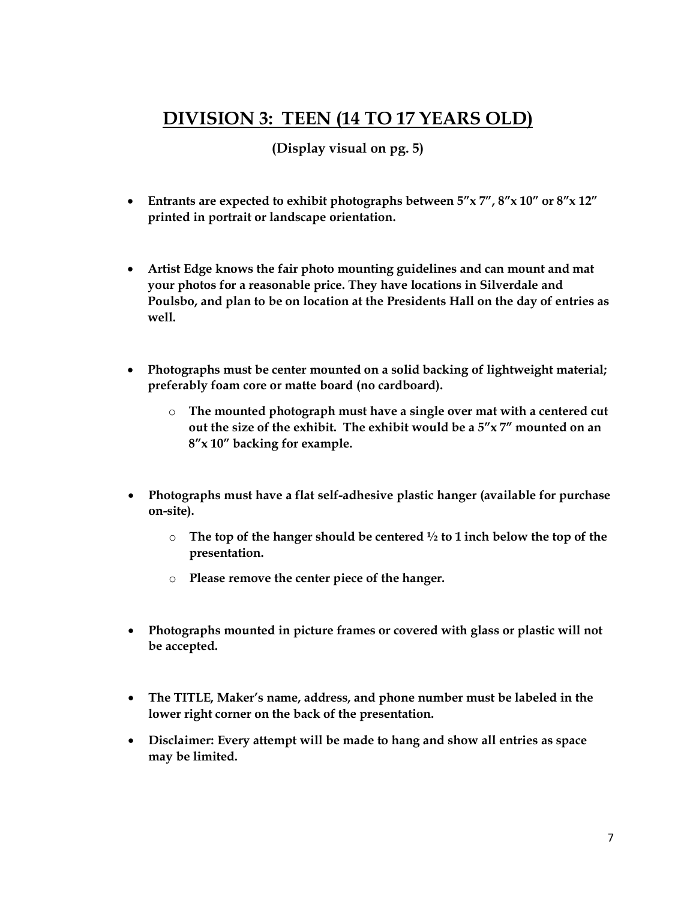## DIVISION 3: TEEN (14 TO 17 YEARS OLD)

**(Display visual on pg. 5)**

- **Entrants are expected to exhibit photographs between 5″x 7″, 8″x 10″ or 8″x 12″ printed in portrait or landscape orientation.**
- **Artist Edge knows the fair photo mounting guidelines and can mount and mat your photos for a reasonable price. They have locations in Silverdale and Poulsbo, and plan to be on location at the Presidents Hall on the day of entries as well.**
- **Photographs must be center mounted on a solid backing of lightweight material; preferably foam core or matte board (no cardboard).**
  - **The mounted photograph must have a single over mat with a centered cut out the size of the exhibit. The exhibit would be a 5″x 7″ mounted on an 8″x 10″ backing for example.**
- **Photographs must have a flat self-adhesive plastic hanger (available for purchase on-site).**
  - **The top of the hanger should be centered ½ to 1 inch below the top of the presentation.**
  - **Please remove the center piece of the hanger.**
- **Photographs mounted in picture frames or covered with glass or plastic will not be accepted.**
- **The TITLE, Maker's name, address, and phone number must be labeled in the lower right corner on the back of the presentation.**
- **Disclaimer: Every attempt will be made to hang and show all entries as space may be limited.**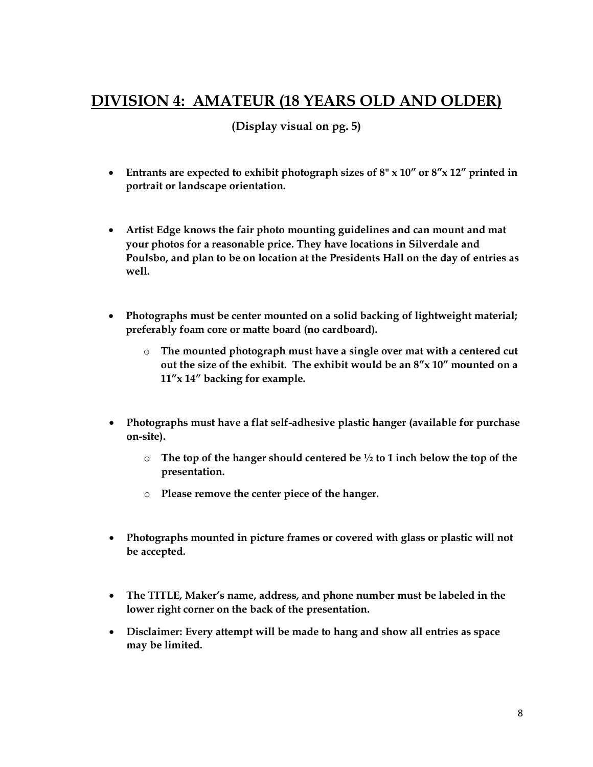## DIVISION 4: AMATEUR (18 YEARS OLD AND OLDER)

**(Display visual on pg. 5)**

- **Entrants are expected to exhibit photograph sizes of 8" x 10″ or 8″x 12″ printed in portrait or landscape orientation.**

- **Artist Edge knows the fair photo mounting guidelines and can mount and mat your photos for a reasonable price. They have locations in Silverdale and Poulsbo, and plan to be on location at the Presidents Hall on the day of entries as well.**

- **Photographs must be center mounted on a solid backing of lightweight material; preferably foam core or matte board (no cardboard).**
  - **The mounted photograph must have a single over mat with a centered cut out the size of the exhibit. The exhibit would be an 8″x 10″ mounted on a 11″x 14″ backing for example.**

- **Photographs must have a flat self-adhesive plastic hanger (available for purchase on-site).**
  - **The top of the hanger should centered be ½ to 1 inch below the top of the presentation.**
  - **Please remove the center piece of the hanger.**

- **Photographs mounted in picture frames or covered with glass or plastic will not be accepted.**

- **The TITLE, Maker's name, address, and phone number must be labeled in the lower right corner on the back of the presentation.**
- **Disclaimer: Every attempt will be made to hang and show all entries as space may be limited.**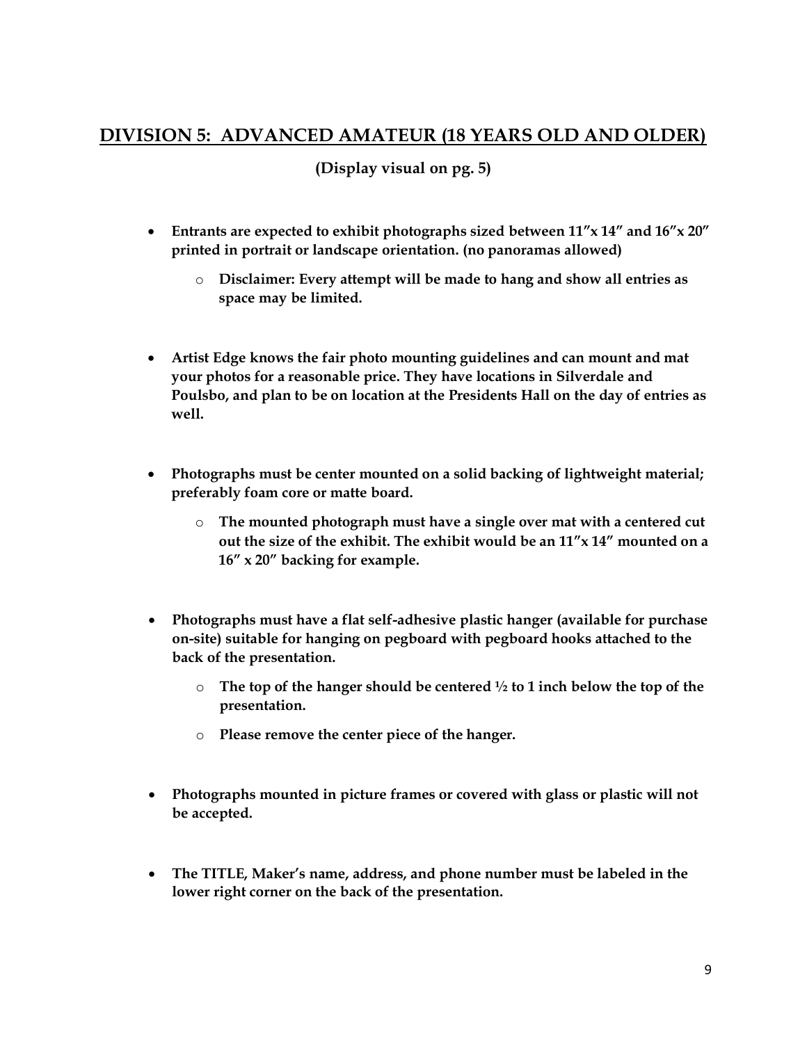## **DIVISION 5: ADVANCED AMATEUR (18 YEARS OLD AND OLDER)**

**(Display visual on pg. 5)**

- **Entrants are expected to exhibit photographs sized between 11″x 14″ and 16″x 20″ printed in portrait or landscape orientation. (no panoramas allowed)**
    - **Disclaimer: Every attempt will be made to hang and show all entries as space may be limited.**

- **Artist Edge knows the fair photo mounting guidelines and can mount and mat your photos for a reasonable price. They have locations in Silverdale and Poulsbo, and plan to be on location at the Presidents Hall on the day of entries as well.**

- **Photographs must be center mounted on a solid backing of lightweight material; preferably foam core or matte board.**
    - **The mounted photograph must have a single over mat with a centered cut out the size of the exhibit. The exhibit would be an 11″x 14″ mounted on a 16″ x 20″ backing for example.**

- **Photographs must have a flat self-adhesive plastic hanger (available for purchase on-site) suitable for hanging on pegboard with pegboard hooks attached to the back of the presentation.**
    - **The top of the hanger should be centered ½ to 1 inch below the top of the presentation.**
    - **Please remove the center piece of the hanger.**

- **Photographs mounted in picture frames or covered with glass or plastic will not be accepted.**

- **The TITLE, Maker's name, address, and phone number must be labeled in the lower right corner on the back of the presentation.**